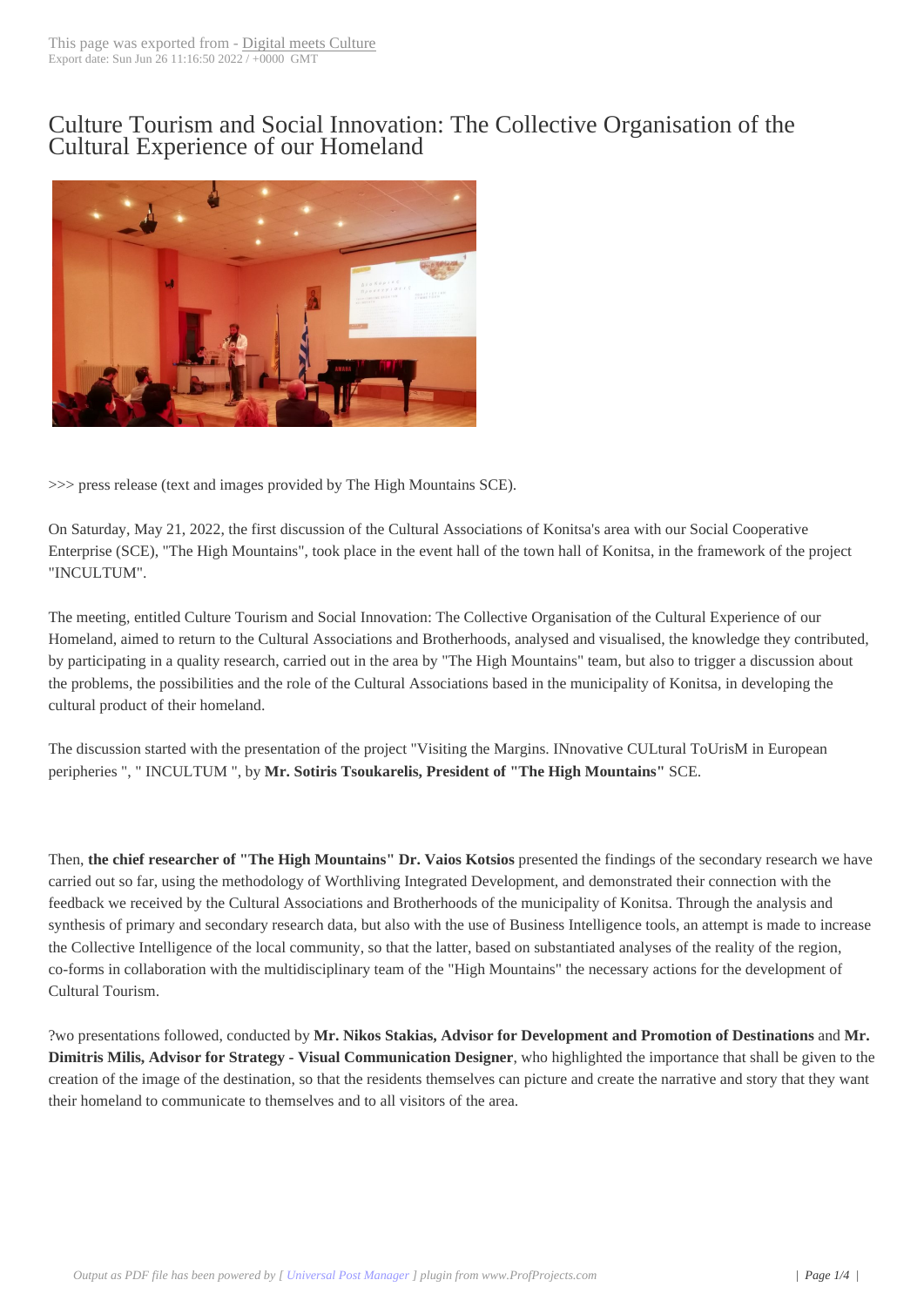# Culture Tourism and Social Innovation: The Collective Organisation of the Cultural Experience of our Homeland

>>> press release (text and images provided by The High Mountains SCE).

On Saturday, May 21, 2022, the first discussion of the Cultural Associations of Konitsa's area with our Social Cooperative Enterprise (SCE), "The High Mountains", took place in the event hall of the town hall of Konitsa, in the framework of the project "INCULTUM".

The meeting, entitled Culture Tourism and Social Innovation: The Collective Organisation of the Cultural Experience of our Homeland, aimed to return to the Cultural Associations and Brotherhoods, analysed and visualised, the knowledge they contributed, by participating in a quality research, carried out in the area by "The High Mountains" team, but also to trigger a discussion about the problems, the possibilities and the role of the Cultural Associations based in the municipality of Konitsa, in developing the cultural product of their homeland.

The discussion started with the presentation of the project "Visiting the Margins. INnovative CULtural ToUrisM in European peripheries ", " INCULTUM ", by **Mr. Sotiris Tsoukarelis, President of "The High Mountains"** SCE.

Then, **the chief researcher of "The High Mountains" Dr. Vaios Kotsios** presented the findings of the secondary research we have carried out so far, using the methodology of Worthliving Integrated Development, and demonstrated their connection with the feedback we received by the Cultural Associations and Brotherhoods of the municipality of Konitsa. Through the analysis and synthesis of primary and secondary research data, but also with the use of Business Intelligence tools, an attempt is made to increase the Collective Intelligence of the local community, so that the latter, based on substantiated analyses of the reality of the region, co-forms in collaboration with the multidisciplinary team of the "High Mountains" the necessary actions for the development of Cultural Tourism.

?wo presentations followed, conducted by **Mr. Nikos Stakias, Advisor for Development and Promotion of Destinations** and **Mr. Dimitris Milis, Advisor for Strategy - Visual Communication Designer**, who highlighted the importance that shall be given to the creation of the image of the destination, so that the residents themselves can picture and create the narrative and story that they want their homeland to communicate to themselves and to all visitors of the area.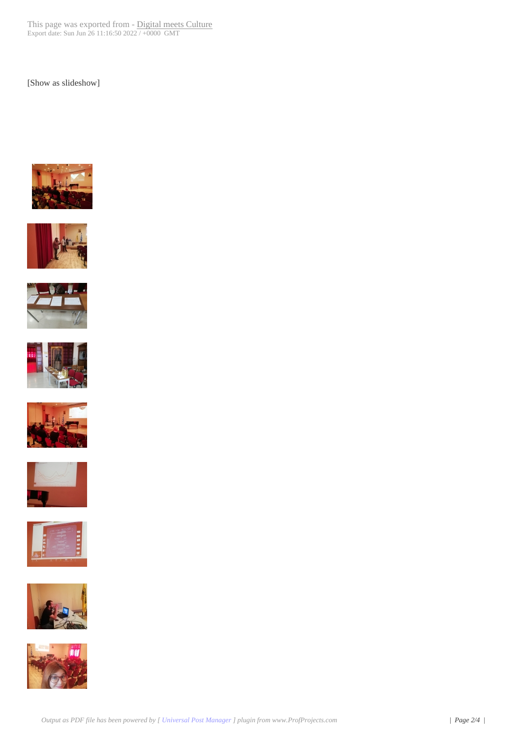[Show as slideshow]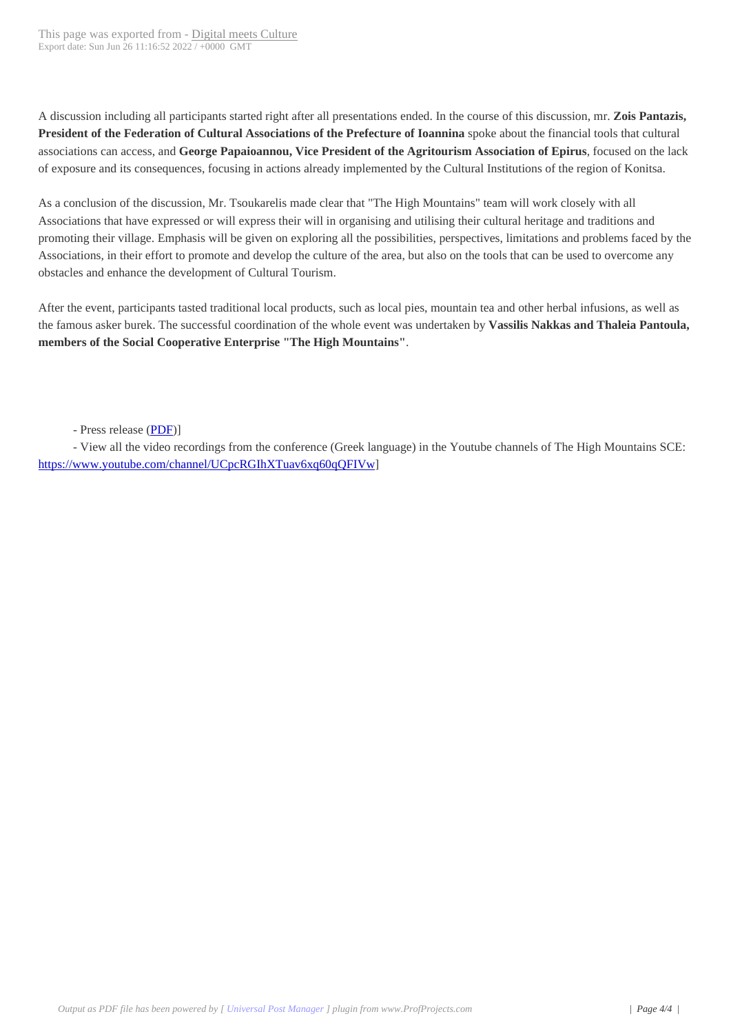A discussion including all participants started right after all presentations ended. In the course of this discussion, mr. **Zois Pantazis, President of the Federation of Cultural Associations of the Prefecture of Ioannina** spoke about the financial tools that cultural associations can access, and **George Papaioannou, Vice President of the Agritourism Association of Epirus**, focused on the lack of exposure and its consequences, focusing in actions already implemented by the Cultural Institutions of the region of Konitsa.

As a conclusion of the discussion, Mr. Tsoukarelis made clear that "The High Mountains" team will work closely with all Associations that have expressed or will express their will in organising and utilising their cultural heritage and traditions and promoting their village. Emphasis will be given on exploring all the possibilities, perspectives, limitations and problems faced by the Associations, in their effort to promote and develop the culture of the area, but also on the tools that can be used to overcome any obstacles and enhance the development of Cultural Tourism.

After the event, participants tasted traditional local products, such as local pies, mountain tea and other herbal infusions, as well as the famous asker burek. The successful coordination of the whole event was undertaken by **Vassilis Nakkas and Thaleia Pantoula, members of the Social Cooperative Enterprise "The High Mountains"**.

- Press release (PDF)]
- View all the video recordings from the conference (Greek language) in the Youtube channels of The High Mountains SCE: https://www.youtube.com/channel/UCpcRGIhXTuav6xq60qQFIVw]